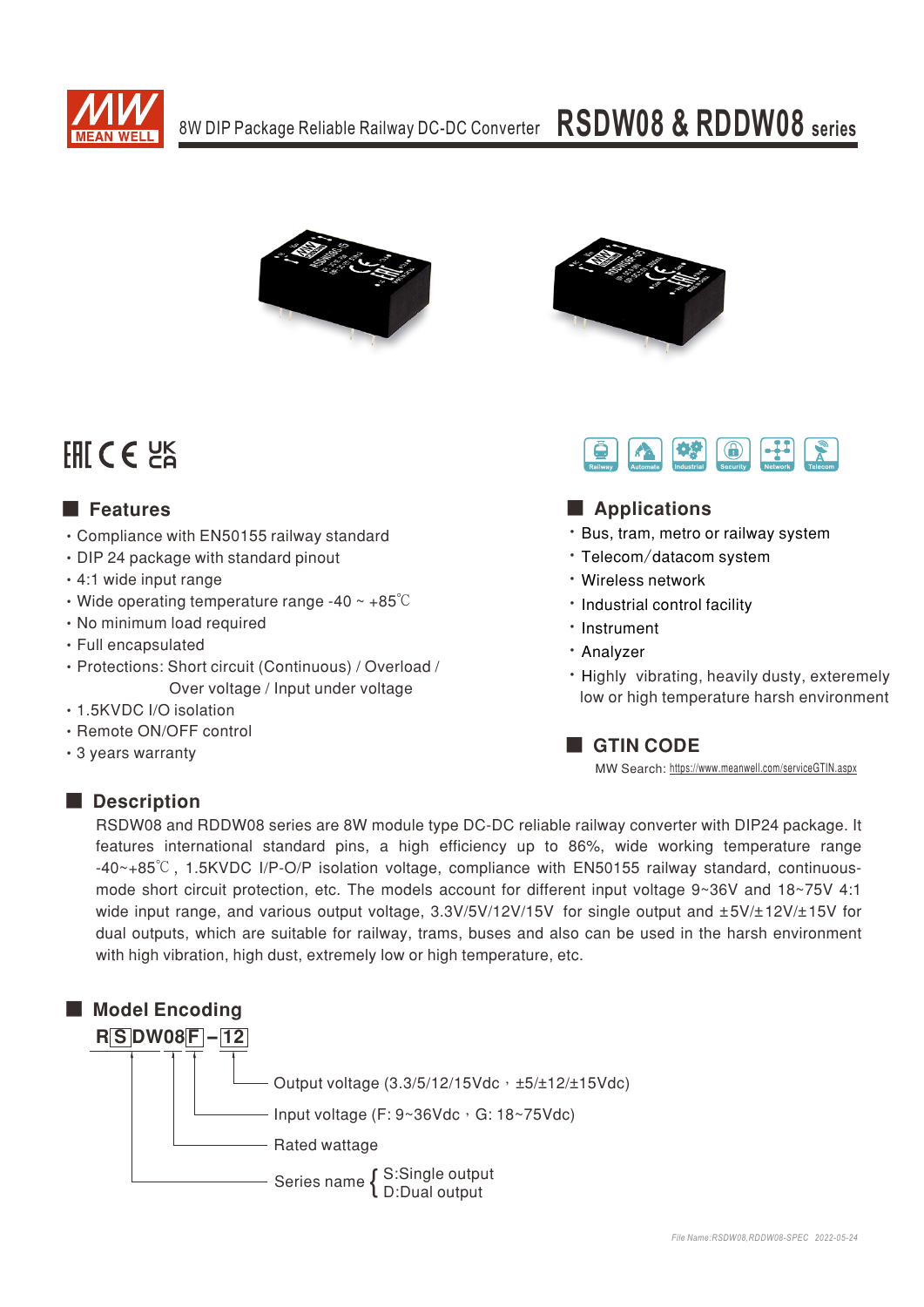# 8W DIP Package Reliable Railway DC-DC Converter RSDW08 & RDDW08 series

## Features

- Compliance with EN50155 railway standard
- DIP 24 package with standard pinout
- 4:1 wide input range
- Wide operating temperature range -40 ~ +85℃
- No minimum load required
- Full encapsulated
- Protections: Short circuit (Continuous) / Overload / Over voltage / Input under voltage
- 1.5KVDC I/O isolation
- Remote ON/OFF control
- 3 years warranty

## Applications

- Bus, tram, metro or railway system
- Telecom/datacom system
- Wireless network
- Industrial control facility
- Instrument
- Analyzer
- Highly vibrating, heavily dusty, exteremely low or high temperature harsh environment

## GTIN CODE

MW Search: https://www.meanwell.com/serviceGTIN.aspx

## Description

RSDW08 and RDDW08 series are 8W module type DC-DC reliable railway converter with DIP24 package. It features international standard pins, a high efficiency up to 86%, wide working temperature range -40~+85℃, 1.5KVDC I/P-O/P isolation voltage, compliance with EN50155 railway standard, continuous-mode short circuit protection, etc. The models account for different input voltage 9~36V and 18~75V 4:1 wide input range, and various output voltage, 3.3V/5V/12V/15V for single output and ±5V/±12V/±15V for dual outputs, which are suitable for railway, trams, buses and also can be used in the harsh environment with high vibration, high dust, extremely low or high temperature, etc.

## Model Encoding

**R S DW08 F – 12**

- 12: Output voltage (3.3/5/12/15Vdc，±5/±12/±15Vdc)
- F: Input voltage (F: 9~36Vdc，G: 18~75Vdc)
- DW08: Rated wattage
- S: Series name { S:Single output, D:Dual output }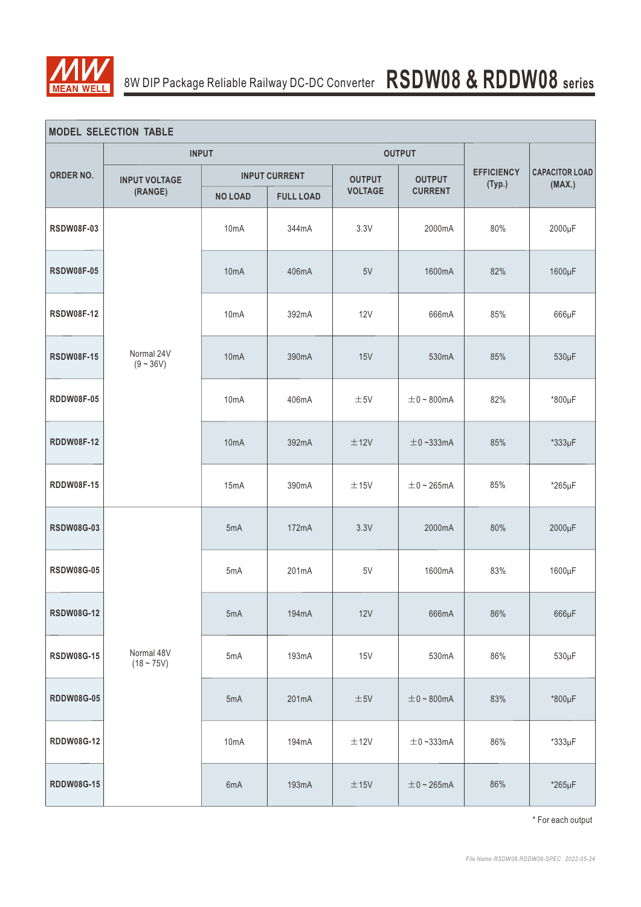## MODEL SELECTION TABLE

| ORDER NO. | INPUT | | | OUTPUT | | EFFICIENCY (Typ.) | CAPACITOR LOAD (MAX.) |
|---|---|---|---|---|---|---|---|
| | INPUT VOLTAGE (RANGE) | INPUT CURRENT | | OUTPUT VOLTAGE | OUTPUT CURRENT | | |
| | | NO LOAD | FULL LOAD | | | | |
| RSDW08F-03 | Normal 24V (9 ~ 36V) | 10mA | 344mA | 3.3V | 2000mA | 80% | 2000μF |
| RSDW08F-05 | | 10mA | 406mA | 5V | 1600mA | 82% | 1600μF |
| RSDW08F-12 | | 10mA | 392mA | 12V | 666mA | 85% | 666μF |
| RSDW08F-15 | | 10mA | 390mA | 15V | 530mA | 85% | 530μF |
| RDDW08F-05 | | 10mA | 406mA | ±5V | ±0 ~ 800mA | 82% | *800μF |
| RDDW08F-12 | | 10mA | 392mA | ±12V | ±0 ~333mA | 85% | *333μF |
| RDDW08F-15 | | 15mA | 390mA | ±15V | ±0 ~ 265mA | 85% | *265μF |
| RSDW08G-03 | Normal 48V (18 ~ 75V) | 5mA | 172mA | 3.3V | 2000mA | 80% | 2000μF |
| RSDW08G-05 | | 5mA | 201mA | 5V | 1600mA | 83% | 1600μF |
| RSDW08G-12 | | 5mA | 194mA | 12V | 666mA | 86% | 666μF |
| RSDW08G-15 | | 5mA | 193mA | 15V | 530mA | 86% | 530μF |
| RDDW08G-05 | | 5mA | 201mA | ±5V | ±0 ~ 800mA | 83% | *800μF |
| RDDW08G-12 | | 10mA | 194mA | ±12V | ±0 ~333mA | 86% | *333μF |
| RDDW08G-15 | | 6mA | 193mA | ±15V | ±0 ~ 265mA | 86% | *265μF |

\* For each output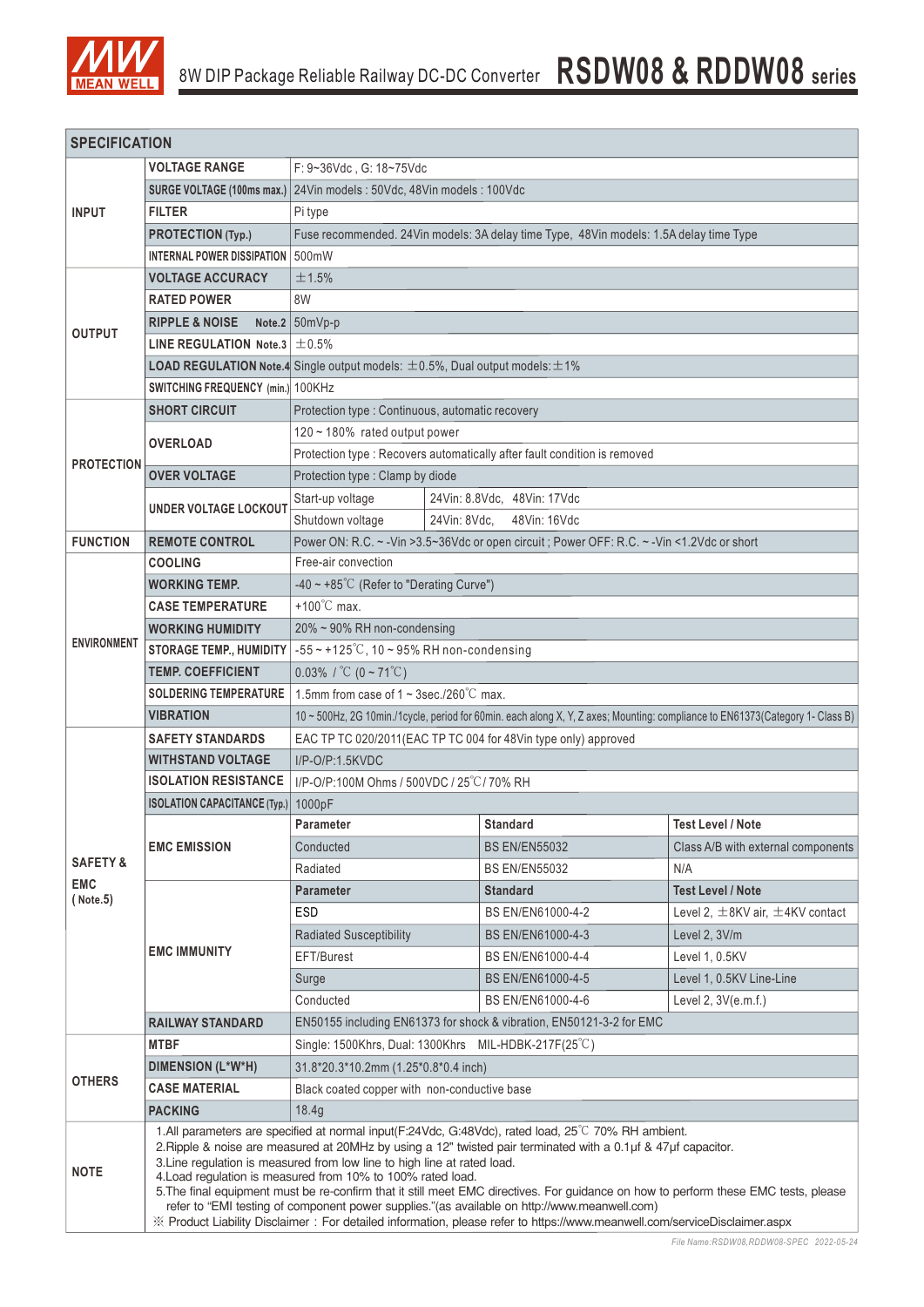# 8W DIP Package Reliable Railway DC-DC Converter RSDW08 & RDDW08 series

## SPECIFICATION

| | | | | |
|---|---|---|---|---|
| INPUT | VOLTAGE RANGE | F: 9~36Vdc , G: 18~75Vdc | | |
| | SURGE VOLTAGE (100ms max.) | 24Vin models : 50Vdc, 48Vin models : 100Vdc | | |
| | FILTER | Pi type | | |
| | PROTECTION (Typ.) | Fuse recommended. 24Vin models: 3A delay time Type, 48Vin models: 1.5A delay time Type | | |
| | INTERNAL POWER DISSIPATION | 500mW | | |
| OUTPUT | VOLTAGE ACCURACY | ±1.5% | | |
| | RATED POWER | 8W | | |
| | RIPPLE & NOISE Note.2 | 50mVp-p | | |
| | LINE REGULATION Note.3 | ±0.5% | | |
| | LOAD REGULATION Note.4 | Single output models: ±0.5%, Dual output models:±1% | | |
| | SWITCHING FREQUENCY (min.) | 100KHz | | |
| PROTECTION | SHORT CIRCUIT | Protection type : Continuous, automatic recovery | | |
| | OVERLOAD | 120 ~ 180% rated output power | | |
| | | Protection type : Recovers automatically after fault condition is removed | | |
| | OVER VOLTAGE | Protection type : Clamp by diode | | |
| | UNDER VOLTAGE LOCKOUT | Start-up voltage | 24Vin: 8.8Vdc, 48Vin: 17Vdc | |
| | | Shutdown voltage | 24Vin: 8Vdc, 48Vin: 16Vdc | |
| FUNCTION | REMOTE CONTROL | Power ON: R.C. ~ -Vin >3.5~36Vdc or open circuit ; Power OFF: R.C. ~ -Vin <1.2Vdc or short | | |
| ENVIRONMENT | COOLING | Free-air convection | | |
| | WORKING TEMP. | -40 ~ +85℃ (Refer to "Derating Curve") | | |
| | CASE TEMPERATURE | +100℃ max. | | |
| | WORKING HUMIDITY | 20% ~ 90% RH non-condensing | | |
| | STORAGE TEMP., HUMIDITY | -55 ~ +125℃, 10 ~ 95% RH non-condensing | | |
| | TEMP. COEFFICIENT | 0.03% /℃ (0 ~ 71℃) | | |
| | SOLDERING TEMPERATURE | 1.5mm from case of 1 ~ 3sec./260℃ max. | | |
| | VIBRATION | 10 ~ 500Hz, 2G 10min./1cycle, period for 60min. each along X, Y, Z axes; Mounting: compliance to EN61373(Category 1- Class B) | | |
| SAFETY & EMC (Note.5) | SAFETY STANDARDS | EAC TP TC 020/2011(EAC TP TC 004 for 48Vin type only) approved | | |
| | WITHSTAND VOLTAGE | I/P-O/P:1.5KVDC | | |
| | ISOLATION RESISTANCE | I/P-O/P:100M Ohms / 500VDC / 25℃/ 70% RH | | |
| | ISOLATION CAPACITANCE (Typ.) | 1000pF | | |
| | EMC EMISSION | Parameter | Standard | Test Level / Note |
| | | Conducted | BS EN/EN55032 | Class A/B with external components |
| | | Radiated | BS EN/EN55032 | N/A |
| | EMC IMMUNITY | Parameter | Standard | Test Level / Note |
| | | ESD | BS EN/EN61000-4-2 | Level 2, ±8KV air, ±4KV contact |
| | | Radiated Susceptibility | BS EN/EN61000-4-3 | Level 2, 3V/m |
| | | EFT/Burest | BS EN/EN61000-4-4 | Level 1, 0.5KV |
| | | Surge | BS EN/EN61000-4-5 | Level 1, 0.5KV Line-Line |
| | | Conducted | BS EN/EN61000-4-6 | Level 2, 3V(e.m.f.) |
| | RAILWAY STANDARD | EN50155 including EN61373 for shock & vibration, EN50121-3-2 for EMC | | |
| OTHERS | MTBF | Single: 1500Khrs, Dual: 1300Khrs MIL-HDBK-217F(25℃) | | |
| | DIMENSION (L*W*H) | 31.8*20.3*10.2mm (1.25*0.8*0.4 inch) | | |
| | CASE MATERIAL | Black coated copper with non-conductive base | | |
| | PACKING | 18.4g | | |
| NOTE | 1.All parameters are specified at normal input(F:24Vdc, G:48Vdc), rated load, 25℃ 70% RH ambient.<br>2.Ripple & noise are measured at 20MHz by using a 12" twisted pair terminated with a 0.1μf & 47μf capacitor.<br>3.Line regulation is measured from low line to high line at rated load.<br>4.Load regulation is measured from 10% to 100% rated load.<br>5.The final equipment must be re-confirm that it still meet EMC directives. For guidance on how to perform these EMC tests, please refer to "EMI testing of component power supplies."(as available on http://www.meanwell.com)<br>※ Product Liability Disclaimer : For detailed information, please refer to https://www.meanwell.com/serviceDisclaimer.aspx | | | |

File Name:RSDW08,RDDW08-SPEC 2022-05-24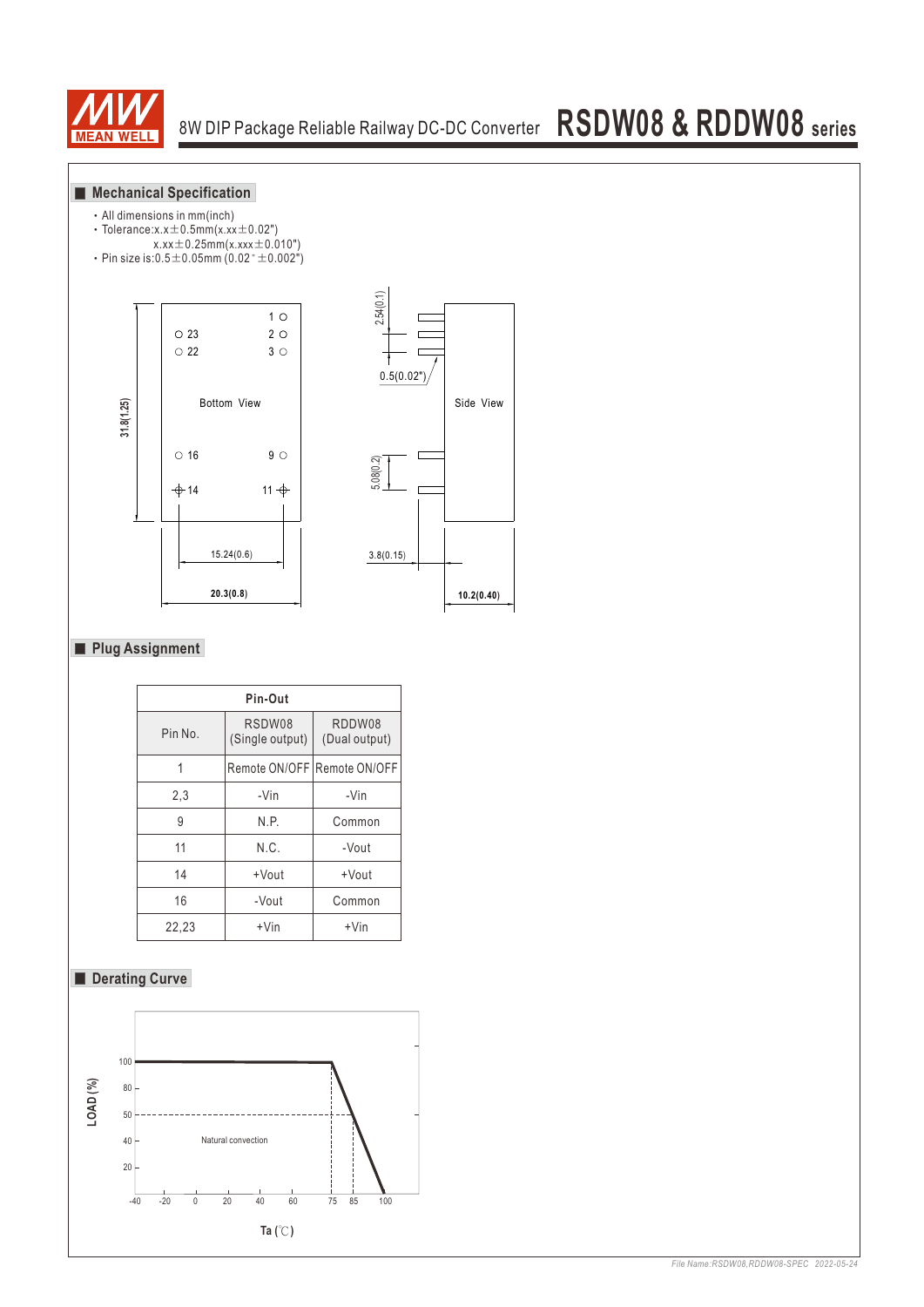## Mechanical Specification

- All dimensions in mm(inch)
- Tolerance:x.x±0.5mm(x.xx±0.02")
  x.xx±0.25mm(x.xxx±0.010")
- Pin size is:0.5±0.05mm (0.02"±0.002")

Bottom View

1, 2, 3, 9, 11, 14, 16, 22, 23

31.8(1.25)

15.24(0.6)

20.3(0.8)

Side View

2.54(0.1)

0.5(0.02")

5.08(0.2)

3.8(0.15)

10.2(0.40)

## Plug Assignment

| Pin-Out | | |
|---|---|---|
| Pin No. | RSDW08 (Single output) | RDDW08 (Dual output) |
| 1 | Remote ON/OFF | Remote ON/OFF |
| 2,3 | -Vin | -Vin |
| 9 | N.P. | Common |
| 11 | N.C. | -Vout |
| 14 | +Vout | +Vout |
| 16 | -Vout | Common |
| 22,23 | +Vin | +Vin |

## Derating Curve

LOAD (%)

Natural convection

Ta (℃)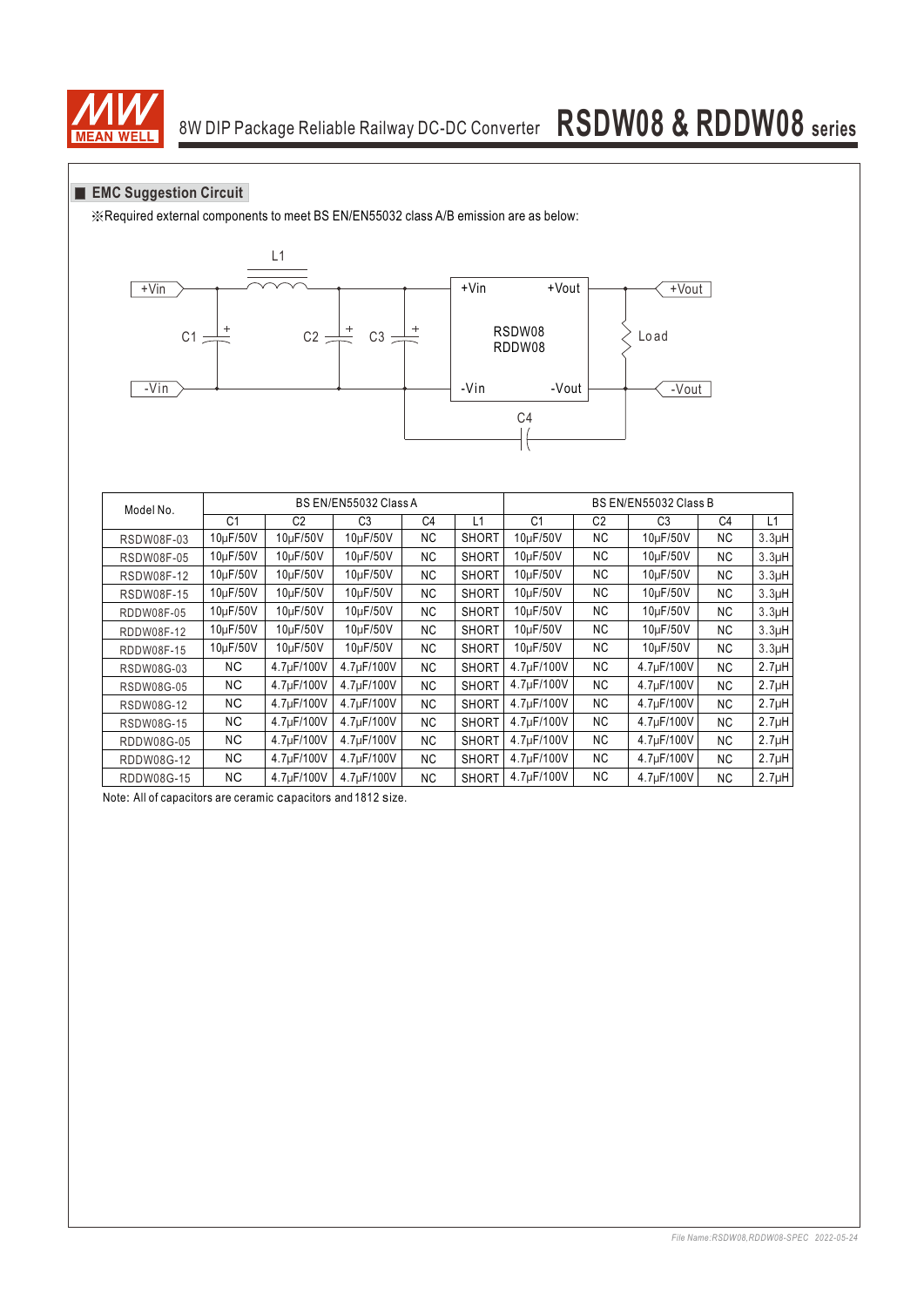## EMC Suggestion Circuit

※Required external components to meet BS EN/EN55032 class A/B emission are as below:

| Model No. | BS EN/EN55032 Class A | | | | | BS EN/EN55032 Class B | | | | |
|---|---|---|---|---|---|---|---|---|---|---|
| | C1 | C2 | C3 | C4 | L1 | C1 | C2 | C3 | C4 | L1 |
| RSDW08F-03 | 10μF/50V | 10μF/50V | 10μF/50V | NC | SHORT | 10μF/50V | NC | 10μF/50V | NC | 3.3μH |
| RSDW08F-05 | 10μF/50V | 10μF/50V | 10μF/50V | NC | SHORT | 10μF/50V | NC | 10μF/50V | NC | 3.3μH |
| RSDW08F-12 | 10μF/50V | 10μF/50V | 10μF/50V | NC | SHORT | 10μF/50V | NC | 10μF/50V | NC | 3.3μH |
| RSDW08F-15 | 10μF/50V | 10μF/50V | 10μF/50V | NC | SHORT | 10μF/50V | NC | 10μF/50V | NC | 3.3μH |
| RDDW08F-05 | 10μF/50V | 10μF/50V | 10μF/50V | NC | SHORT | 10μF/50V | NC | 10μF/50V | NC | 3.3μH |
| RDDW08F-12 | 10μF/50V | 10μF/50V | 10μF/50V | NC | SHORT | 10μF/50V | NC | 10μF/50V | NC | 3.3μH |
| RDDW08F-15 | 10μF/50V | 10μF/50V | 10μF/50V | NC | SHORT | 10μF/50V | NC | 10μF/50V | NC | 3.3μH |
| RSDW08G-03 | NC | 4.7μF/100V | 4.7μF/100V | NC | SHORT | 4.7μF/100V | NC | 4.7μF/100V | NC | 2.7μH |
| RSDW08G-05 | NC | 4.7μF/100V | 4.7μF/100V | NC | SHORT | 4.7μF/100V | NC | 4.7μF/100V | NC | 2.7μH |
| RSDW08G-12 | NC | 4.7μF/100V | 4.7μF/100V | NC | SHORT | 4.7μF/100V | NC | 4.7μF/100V | NC | 2.7μH |
| RSDW08G-15 | NC | 4.7μF/100V | 4.7μF/100V | NC | SHORT | 4.7μF/100V | NC | 4.7μF/100V | NC | 2.7μH |
| RDDW08G-05 | NC | 4.7μF/100V | 4.7μF/100V | NC | SHORT | 4.7μF/100V | NC | 4.7μF/100V | NC | 2.7μH |
| RDDW08G-12 | NC | 4.7μF/100V | 4.7μF/100V | NC | SHORT | 4.7μF/100V | NC | 4.7μF/100V | NC | 2.7μH |
| RDDW08G-15 | NC | 4.7μF/100V | 4.7μF/100V | NC | SHORT | 4.7μF/100V | NC | 4.7μF/100V | NC | 2.7μH |

Note: All of capacitors are ceramic capacitors and 1812 size.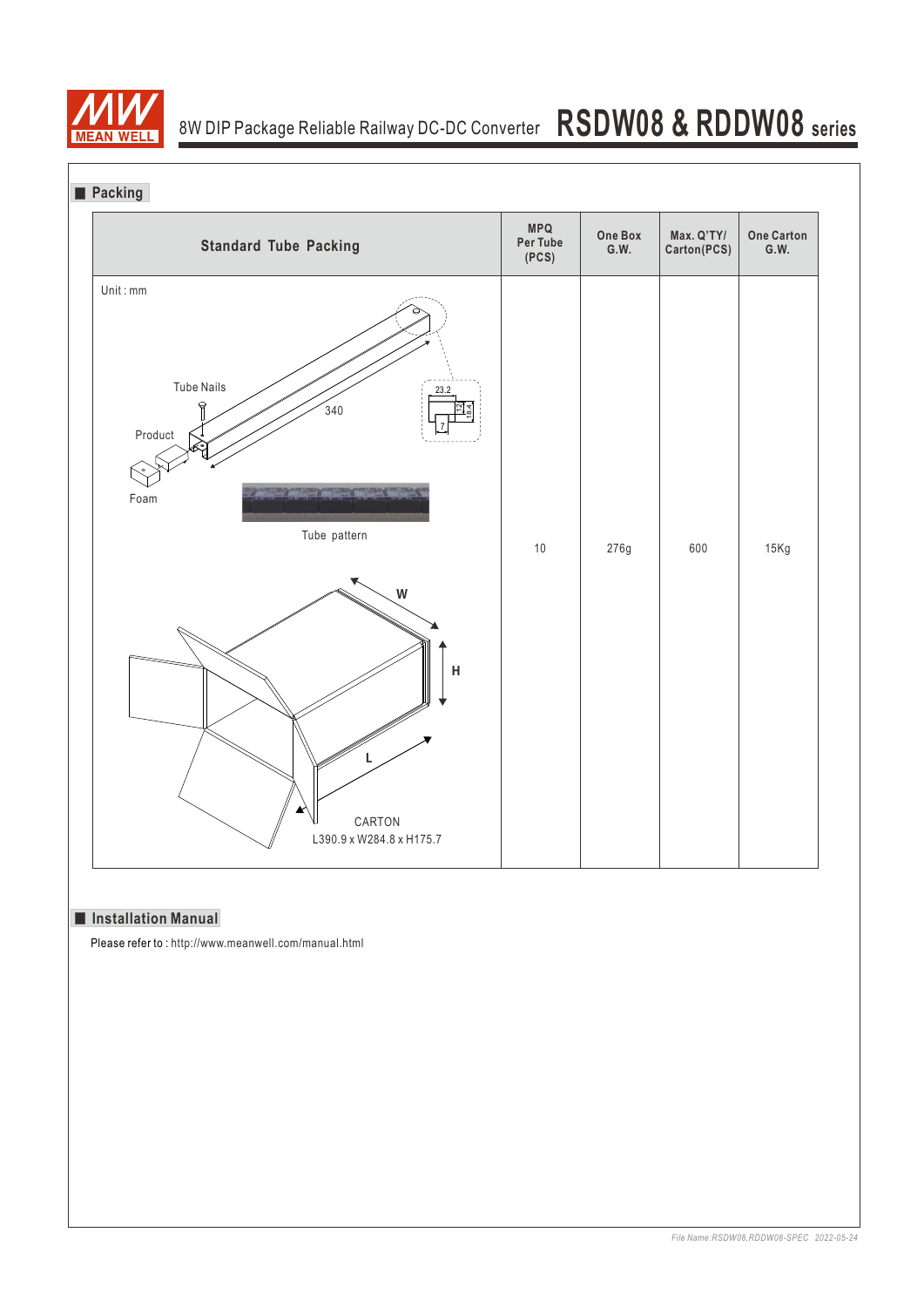## Packing

| Standard Tube Packing | MPQ Per Tube (PCS) | One Box G.W. | Max. Q'TY/ Carton(PCS) | One Carton G.W. |
|---|---|---|---|---|
| Unit : mm<br>Tube Nails<br>Product<br>Foam<br>340<br>23.2<br>12<br>18.4<br>7<br>Tube pattern<br>W<br>H<br>L<br>CARTON<br>L390.9 x W284.8 x H175.7 | 10 | 276g | 600 | 15Kg |

## Installation Manual

Please refer to : http://www.meanwell.com/manual.html

*File Name:RSDW08,RDDW08-SPEC 2022-05-24*